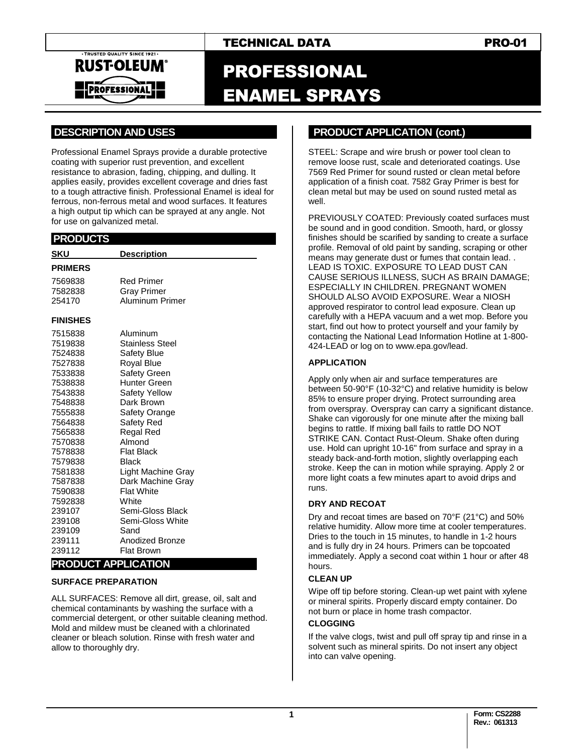TECHNICAL DATA PRO-01

# PROFESSIONAL ENAMEL SPRAYS

## DESCRIPTION AND USES

Professional Enamel Sprays provide a durable protective coating with superior rust prevention, and excellent resistance to abrasion, fading, chipping, and dulling. It applies easily, provides excellent coverage and dries fast to a tough attractive finish. Professional Enamel is ideal for ferrous, non-ferrous metal and wood surfaces. It features a high output tip which can be sprayed at any angle. Not for use on galvanized metal.

## PRODUCTS

| SKU | Description |
|---|---|
| **PRIMERS** | |
| 7569838 | Red Primer |
| 7582838 | Gray Primer |
| 254170 | Aluminum Primer |
| **FINISHES** | |
| 7515838 | Aluminum |
| 7519838 | Stainless Steel |
| 7524838 | Safety Blue |
| 7527838 | Royal Blue |
| 7533838 | Safety Green |
| 7538838 | Hunter Green |
| 7543838 | Safety Yellow |
| 7548838 | Dark Brown |
| 7555838 | Safety Orange |
| 7564838 | Safety Red |
| 7565838 | Regal Red |
| 7570838 | Almond |
| 7578838 | Flat Black |
| 7579838 | Black |
| 7581838 | Light Machine Gray |
| 7587838 | Dark Machine Gray |
| 7590838 | Flat White |
| 7592838 | White |
| 239107 | Semi-Gloss Black |
| 239108 | Semi-Gloss White |
| 239109 | Sand |
| 239111 | Anodized Bronze |
| 239112 | Flat Brown |

## PRODUCT APPLICATION

### SURFACE PREPARATION

ALL SURFACES: Remove all dirt, grease, oil, salt and chemical contaminants by washing the surface with a commercial detergent, or other suitable cleaning method. Mold and mildew must be cleaned with a chlorinated cleaner or bleach solution. Rinse with fresh water and allow to thoroughly dry.

STEEL: Scrape and wire brush or power tool clean to remove loose rust, scale and deteriorated coatings. Use 7569 Red Primer for sound rusted or clean metal before application of a finish coat. 7582 Gray Primer is best for clean metal but may be used on sound rusted metal as well.

PREVIOUSLY COATED: Previously coated surfaces must be sound and in good condition. Smooth, hard, or glossy finishes should be scarified by sanding to create a surface profile. Removal of old paint by sanding, scraping or other means may generate dust or fumes that contain lead. . LEAD IS TOXIC. EXPOSURE TO LEAD DUST CAN CAUSE SERIOUS ILLNESS, SUCH AS BRAIN DAMAGE; ESPECIALLY IN CHILDREN. PREGNANT WOMEN SHOULD ALSO AVOID EXPOSURE. Wear a NIOSH approved respirator to control lead exposure. Clean up carefully with a HEPA vacuum and a wet mop. Before you start, find out how to protect yourself and your family by contacting the National Lead Information Hotline at 1-800-424-LEAD or log on to www.epa.gov/lead.

### APPLICATION

Apply only when air and surface temperatures are between 50-90°F (10-32°C) and relative humidity is below 85% to ensure proper drying. Protect surrounding area from overspray. Overspray can carry a significant distance. Shake can vigorously for one minute after the mixing ball begins to rattle. If mixing ball fails to rattle DO NOT STRIKE CAN. Contact Rust-Oleum. Shake often during use. Hold can upright 10-16" from surface and spray in a steady back-and-forth motion, slightly overlapping each stroke. Keep the can in motion while spraying. Apply 2 or more light coats a few minutes apart to avoid drips and runs.

### DRY AND RECOAT

Dry and recoat times are based on 70°F (21°C) and 50% relative humidity. Allow more time at cooler temperatures. Dries to the touch in 15 minutes, to handle in 1-2 hours and is fully dry in 24 hours. Primers can be topcoated immediately. Apply a second coat within 1 hour or after 48 hours.

### CLEAN UP

Wipe off tip before storing. Clean-up wet paint with xylene or mineral spirits. Properly discard empty container. Do not burn or place in home trash compactor.

### CLOGGING

If the valve clogs, twist and pull off spray tip and rinse in a solvent such as mineral spirits. Do not insert any object into can valve opening.

Form: CS2288
Rev.: 061313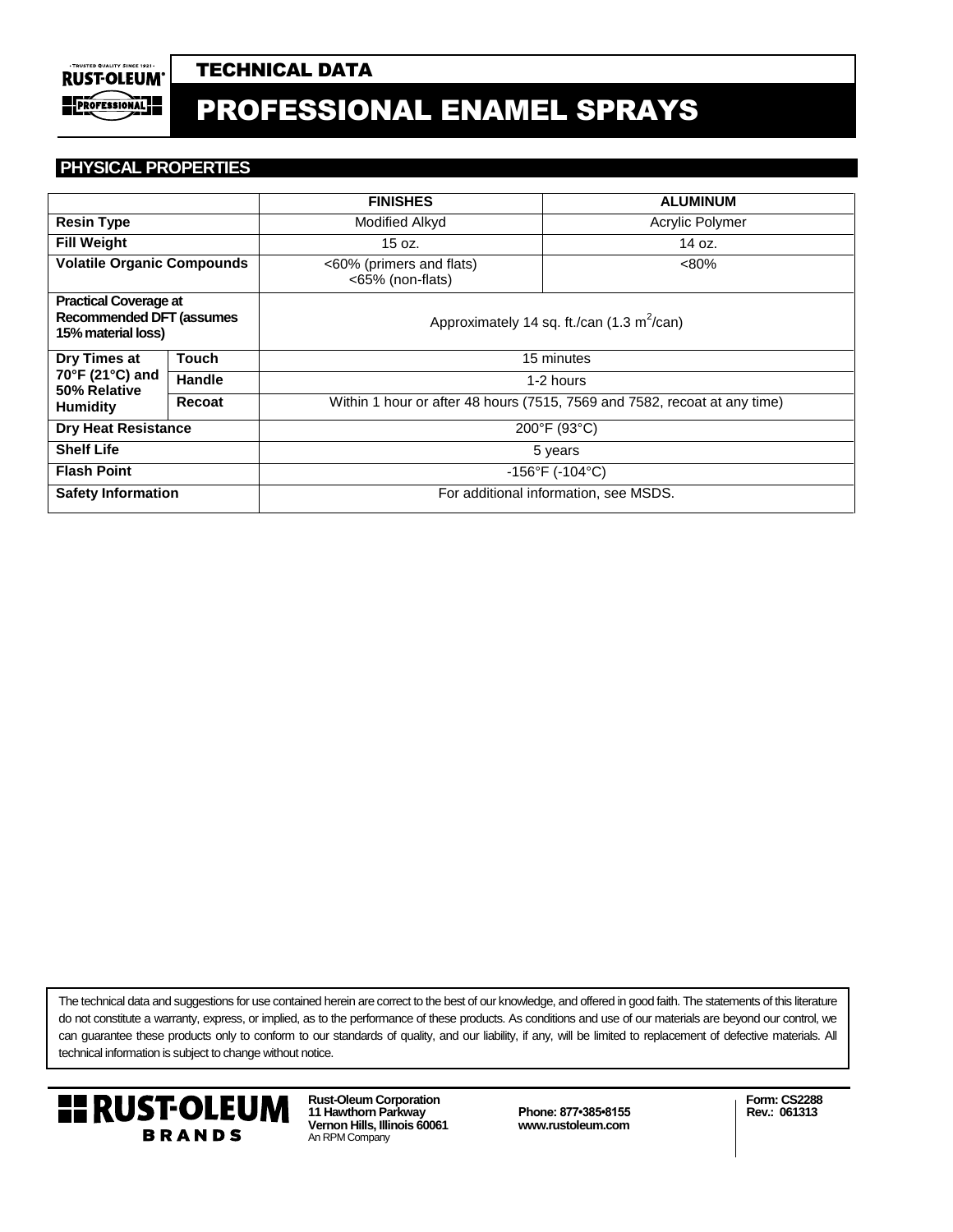TECHNICAL DATA

# PROFESSIONAL ENAMEL SPRAYS

## PHYSICAL PROPERTIES

| | | FINISHES | ALUMINUM |
|---|---|---|---|
| **Resin Type** | | Modified Alkyd | Acrylic Polymer |
| **Fill Weight** | | 15 oz. | 14 oz. |
| **Volatile Organic Compounds** | | <60% (primers and flats)<br><65% (non-flats) | <80% |
| **Practical Coverage at Recommended DFT (assumes 15% material loss)** | | Approximately 14 sq. ft./can (1.3 $m^2$/can) | |
| **Dry Times at 70°F (21°C) and 50% Relative Humidity** | **Touch** | 15 minutes | |
| | **Handle** | 1-2 hours | |
| | **Recoat** | Within 1 hour or after 48 hours (7515, 7569 and 7582, recoat at any time) | |
| **Dry Heat Resistance** | | 200°F (93°C) | |
| **Shelf Life** | | 5 years | |
| **Flash Point** | | -156°F (-104°C) | |
| **Safety Information** | | For additional information, see MSDS. | |

The technical data and suggestions for use contained herein are correct to the best of our knowledge, and offered in good faith. The statements of this literature do not constitute a warranty, express, or implied, as to the performance of these products. As conditions and use of our materials are beyond our control, we can guarantee these products only to conform to our standards of quality, and our liability, if any, will be limited to replacement of defective materials. All technical information is subject to change without notice.

**Rust-Oleum Corporation**
**11 Hawthorn Parkway**
**Vernon Hills, Illinois 60061**
An RPM Company

**Phone: 877•385•8155**
**www.rustoleum.com**

**Form: CS2288**
**Rev.: 061313**